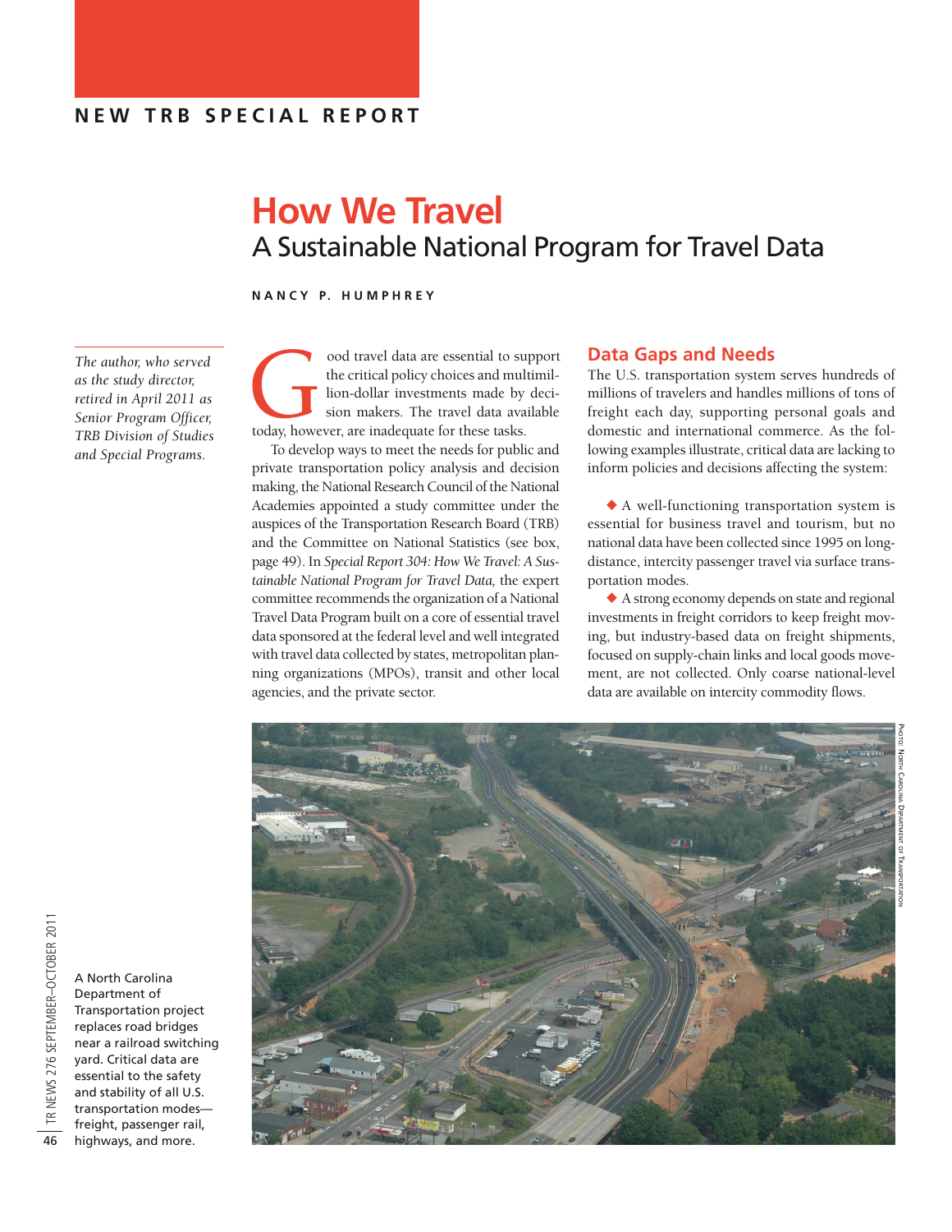NEW TRB SPECIAL REPORT

# How We Travel

## A Sustainable National Program for Travel Data

**NANCY P. HUMPHREY**

*The author, who served as the study director, retired in April 2011 as Senior Program Officer, TRB Division of Studies and Special Programs.*

Good travel data are essential to support the critical policy choices and multimillion-dollar investments made by decision makers. The travel data available today, however, are inadequate for these tasks.

To develop ways to meet the needs for public and private transportation policy analysis and decision making, the National Research Council of the National Academies appointed a study committee under the auspices of the Transportation Research Board (TRB) and the Committee on National Statistics (see box, page 49). In *Special Report 304: How We Travel: A Sustainable National Program for Travel Data,* the expert committee recommends the organization of a National Travel Data Program built on a core of essential travel data sponsored at the federal level and well integrated with travel data collected by states, metropolitan planning organizations (MPOs), transit and other local agencies, and the private sector.

## Data Gaps and Needs

The U.S. transportation system serves hundreds of millions of travelers and handles millions of tons of freight each day, supporting personal goals and domestic and international commerce. As the following examples illustrate, critical data are lacking to inform policies and decisions affecting the system:

- A well-functioning transportation system is essential for business travel and tourism, but no national data have been collected since 1995 on long-distance, intercity passenger travel via surface transportation modes.
- A strong economy depends on state and regional investments in freight corridors to keep freight moving, but industry-based data on freight shipments, focused on supply-chain links and local goods movement, are not collected. Only coarse national-level data are available on intercity commodity flows.

Photo: North Carolina Department of Transportation

A North Carolina Department of Transportation project replaces road bridges near a railroad switching yard. Critical data are essential to the safety and stability of all U.S. transportation modes—freight, passenger rail, highways, and more.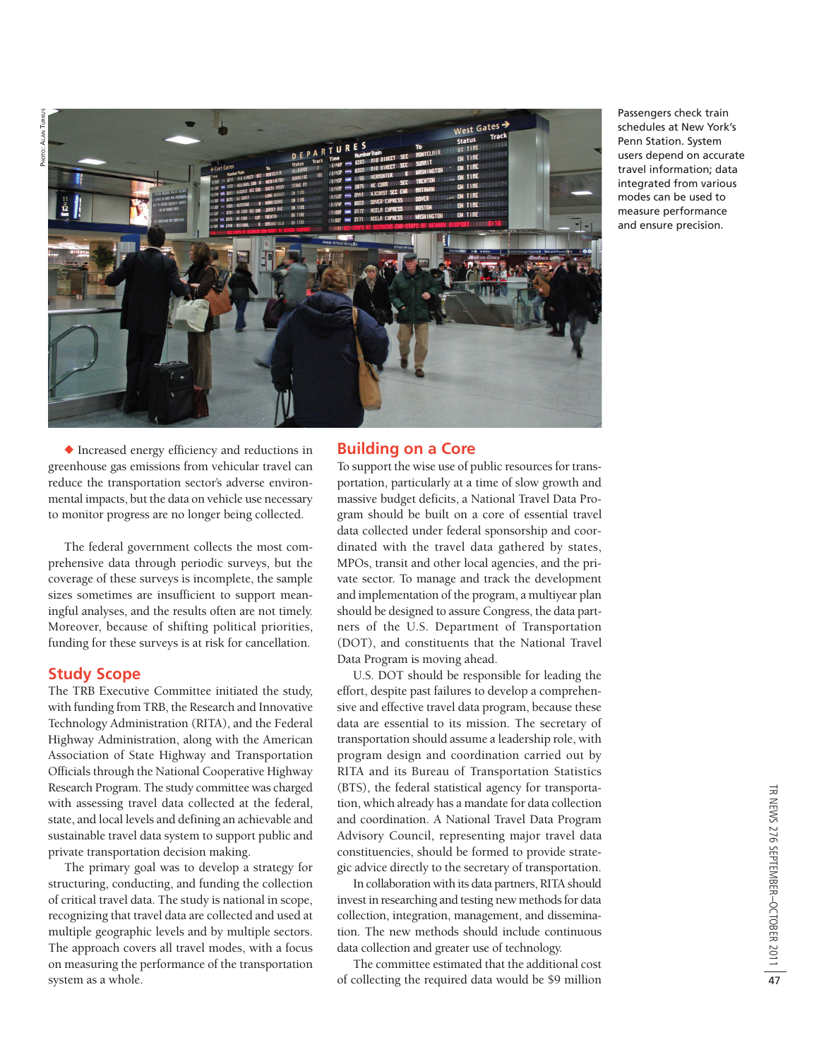Passengers check train schedules at New York's Penn Station. System users depend on accurate travel information; data integrated from various modes can be used to measure performance and ensure precision.

◆ Increased energy efficiency and reductions in greenhouse gas emissions from vehicular travel can reduce the transportation sector's adverse environmental impacts, but the data on vehicle use necessary to monitor progress are no longer being collected.

The federal government collects the most comprehensive data through periodic surveys, but the coverage of these surveys is incomplete, the sample sizes sometimes are insufficient to support meaningful analyses, and the results often are not timely. Moreover, because of shifting political priorities, funding for these surveys is at risk for cancellation.

## Study Scope

The TRB Executive Committee initiated the study, with funding from TRB, the Research and Innovative Technology Administration (RITA), and the Federal Highway Administration, along with the American Association of State Highway and Transportation Officials through the National Cooperative Highway Research Program. The study committee was charged with assessing travel data collected at the federal, state, and local levels and defining an achievable and sustainable travel data system to support public and private transportation decision making.

The primary goal was to develop a strategy for structuring, conducting, and funding the collection of critical travel data. The study is national in scope, recognizing that travel data are collected and used at multiple geographic levels and by multiple sectors. The approach covers all travel modes, with a focus on measuring the performance of the transportation system as a whole.

## Building on a Core

To support the wise use of public resources for transportation, particularly at a time of slow growth and massive budget deficits, a National Travel Data Program should be built on a core of essential travel data collected under federal sponsorship and coordinated with the travel data gathered by states, MPOs, transit and other local agencies, and the private sector. To manage and track the development and implementation of the program, a multiyear plan should be designed to assure Congress, the data partners of the U.S. Department of Transportation (DOT), and constituents that the National Travel Data Program is moving ahead.

U.S. DOT should be responsible for leading the effort, despite past failures to develop a comprehensive and effective travel data program, because these data are essential to its mission. The secretary of transportation should assume a leadership role, with program design and coordination carried out by RITA and its Bureau of Transportation Statistics (BTS), the federal statistical agency for transportation, which already has a mandate for data collection and coordination. A National Travel Data Program Advisory Council, representing major travel data constituencies, should be formed to provide strategic advice directly to the secretary of transportation.

In collaboration with its data partners, RITA should invest in researching and testing new methods for data collection, integration, management, and dissemination. The new methods should include continuous data collection and greater use of technology.

The committee estimated that the additional cost of collecting the required data would be $9 million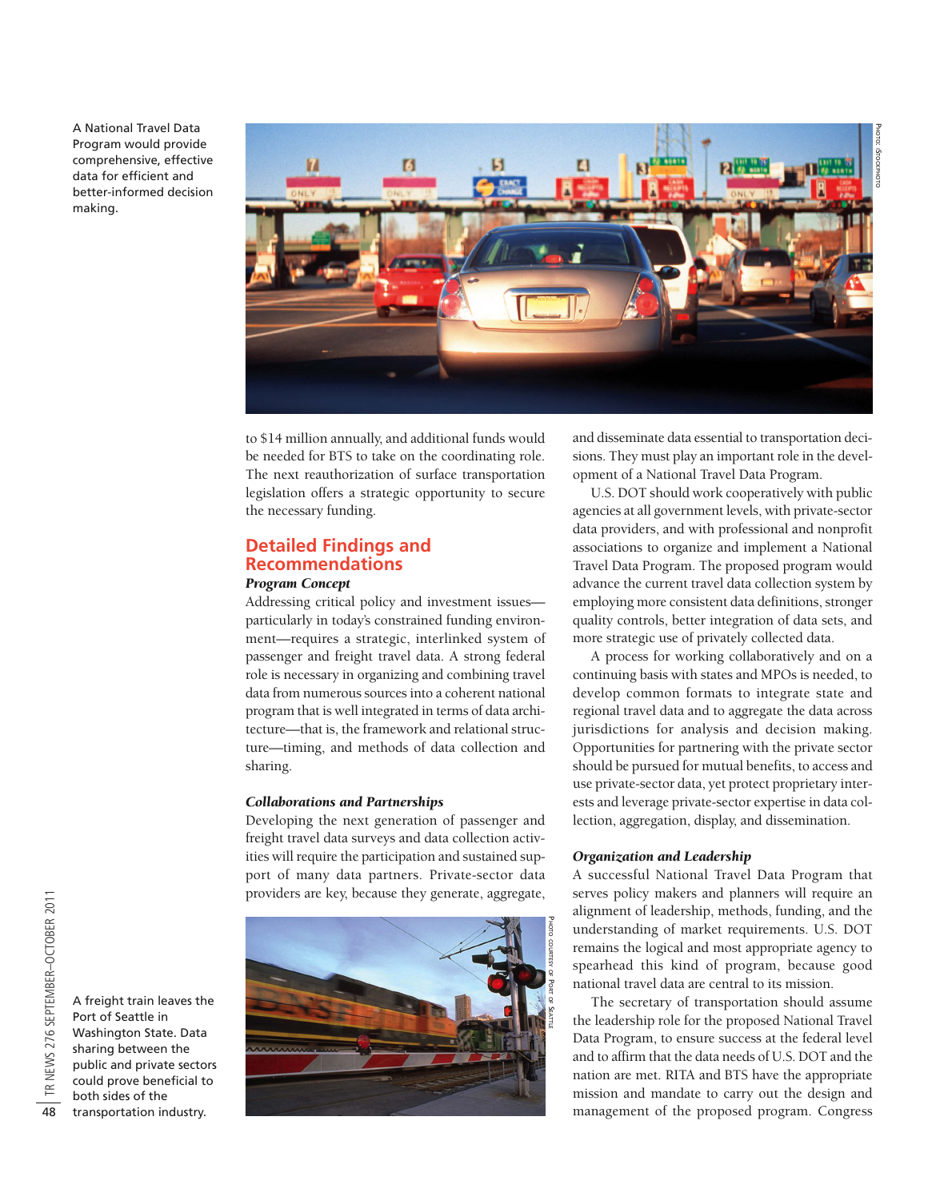A National Travel Data Program would provide comprehensive, effective data for efficient and better-informed decision making.

to $14 million annually, and additional funds would be needed for BTS to take on the coordinating role. The next reauthorization of surface transportation legislation offers a strategic opportunity to secure the necessary funding.

## Detailed Findings and Recommendations

### *Program Concept*

Addressing critical policy and investment issues—particularly in today's constrained funding environment—requires a strategic, interlinked system of passenger and freight travel data. A strong federal role is necessary in organizing and combining travel data from numerous sources into a coherent national program that is well integrated in terms of data architecture—that is, the framework and relational structure—timing, and methods of data collection and sharing.

### *Collaborations and Partnerships*

Developing the next generation of passenger and freight travel data surveys and data collection activities will require the participation and sustained support of many data partners. Private-sector data providers are key, because they generate, aggregate, and disseminate data essential to transportation decisions. They must play an important role in the development of a National Travel Data Program.

U.S. DOT should work cooperatively with public agencies at all government levels, with private-sector data providers, and with professional and nonprofit associations to organize and implement a National Travel Data Program. The proposed program would advance the current travel data collection system by employing more consistent data definitions, stronger quality controls, better integration of data sets, and more strategic use of privately collected data.

A process for working collaboratively and on a continuing basis with states and MPOs is needed, to develop common formats to integrate state and regional travel data and to aggregate the data across jurisdictions for analysis and decision making. Opportunities for partnering with the private sector should be pursued for mutual benefits, to access and use private-sector data, yet protect proprietary interests and leverage private-sector expertise in data collection, aggregation, display, and dissemination.

A freight train leaves the Port of Seattle in Washington State. Data sharing between the public and private sectors could prove beneficial to both sides of the transportation industry.

### *Organization and Leadership*

A successful National Travel Data Program that serves policy makers and planners will require an alignment of leadership, methods, funding, and the understanding of market requirements. U.S. DOT remains the logical and most appropriate agency to spearhead this kind of program, because good national travel data are central to its mission.

The secretary of transportation should assume the leadership role for the proposed National Travel Data Program, to ensure success at the federal level and to affirm that the data needs of U.S. DOT and the nation are met. RITA and BTS have the appropriate mission and mandate to carry out the design and management of the proposed program. Congress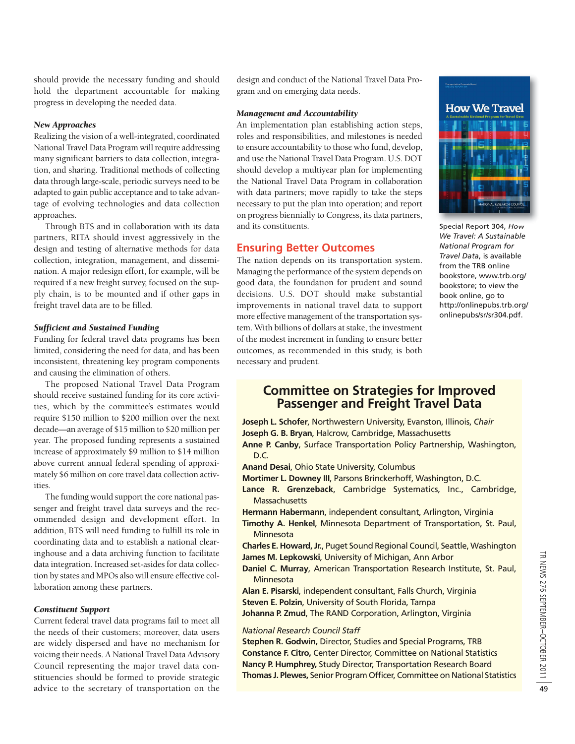should provide the necessary funding and should hold the department accountable for making progress in developing the needed data.

### New Approaches

Realizing the vision of a well-integrated, coordinated National Travel Data Program will require addressing many significant barriers to data collection, integration, and sharing. Traditional methods of collecting data through large-scale, periodic surveys need to be adapted to gain public acceptance and to take advantage of evolving technologies and data collection approaches.

Through BTS and in collaboration with its data partners, RITA should invest aggressively in the design and testing of alternative methods for data collection, integration, management, and dissemination. A major redesign effort, for example, will be required if a new freight survey, focused on the supply chain, is to be mounted and if other gaps in freight travel data are to be filled.

### Sufficient and Sustained Funding

Funding for federal travel data programs has been limited, considering the need for data, and has been inconsistent, threatening key program components and causing the elimination of others.

The proposed National Travel Data Program should receive sustained funding for its core activities, which by the committee's estimates would require $150 million to $200 million over the next decade—an average of $15 million to $20 million per year. The proposed funding represents a sustained increase of approximately $9 million to $14 million above current annual federal spending of approximately $6 million on core travel data collection activities.

The funding would support the core national passenger and freight travel data surveys and the recommended design and development effort. In addition, BTS will need funding to fulfill its role in coordinating data and to establish a national clearinghouse and a data archiving function to facilitate data integration. Increased set-asides for data collection by states and MPOs also will ensure effective collaboration among these partners.

### Constituent Support

Current federal travel data programs fail to meet all the needs of their customers; moreover, data users are widely dispersed and have no mechanism for voicing their needs. A National Travel Data Advisory Council representing the major travel data constituencies should be formed to provide strategic advice to the secretary of transportation on the design and conduct of the National Travel Data Program and on emerging data needs.

### Management and Accountability

An implementation plan establishing action steps, roles and responsibilities, and milestones is needed to ensure accountability to those who fund, develop, and use the National Travel Data Program. U.S. DOT should develop a multiyear plan for implementing the National Travel Data Program in collaboration with data partners; move rapidly to take the steps necessary to put the plan into operation; and report on progress biennially to Congress, its data partners, and its constituents.

## Ensuring Better Outcomes

The nation depends on its transportation system. Managing the performance of the system depends on good data, the foundation for prudent and sound decisions. U.S. DOT should make substantial improvements in national travel data to support more effective management of the transportation system. With billions of dollars at stake, the investment of the modest increment in funding to ensure better outcomes, as recommended in this study, is both necessary and prudent.

Special Report 304, *How We Travel: A Sustainable National Program for Travel Data*, is available from the TRB online bookstore, www.trb.org/bookstore; to view the book online, go to http://onlinepubs.trb.org/onlinepubs/sr/sr304.pdf.

## Committee on Strategies for Improved Passenger and Freight Travel Data

**Joseph L. Schofer**, Northwestern University, Evanston, Illinois, *Chair*
**Joseph G. B. Bryan**, Halcrow, Cambridge, Massachusetts
**Anne P. Canby**, Surface Transportation Policy Partnership, Washington, D.C.
**Anand Desai**, Ohio State University, Columbus
**Mortimer L. Downey III**, Parsons Brinckerhoff, Washington, D.C.
**Lance R. Grenzeback**, Cambridge Systematics, Inc., Cambridge, Massachusetts
**Hermann Habermann**, independent consultant, Arlington, Virginia
**Timothy A. Henkel**, Minnesota Department of Transportation, St. Paul, Minnesota
**Charles E. Howard, Jr.**, Puget Sound Regional Council, Seattle, Washington
**James M. Lepkowski**, University of Michigan, Ann Arbor
**Daniel C. Murray**, American Transportation Research Institute, St. Paul, Minnesota
**Alan E. Pisarski**, independent consultant, Falls Church, Virginia
**Steven E. Polzin**, University of South Florida, Tampa
**Johanna P. Zmud**, The RAND Corporation, Arlington, Virginia

*National Research Council Staff*
**Stephen R. Godwin,** Director, Studies and Special Programs, TRB
**Constance F. Citro,** Center Director, Committee on National Statistics
**Nancy P. Humphrey,** Study Director, Transportation Research Board
**Thomas J. Plewes,** Senior Program Officer, Committee on National Statistics